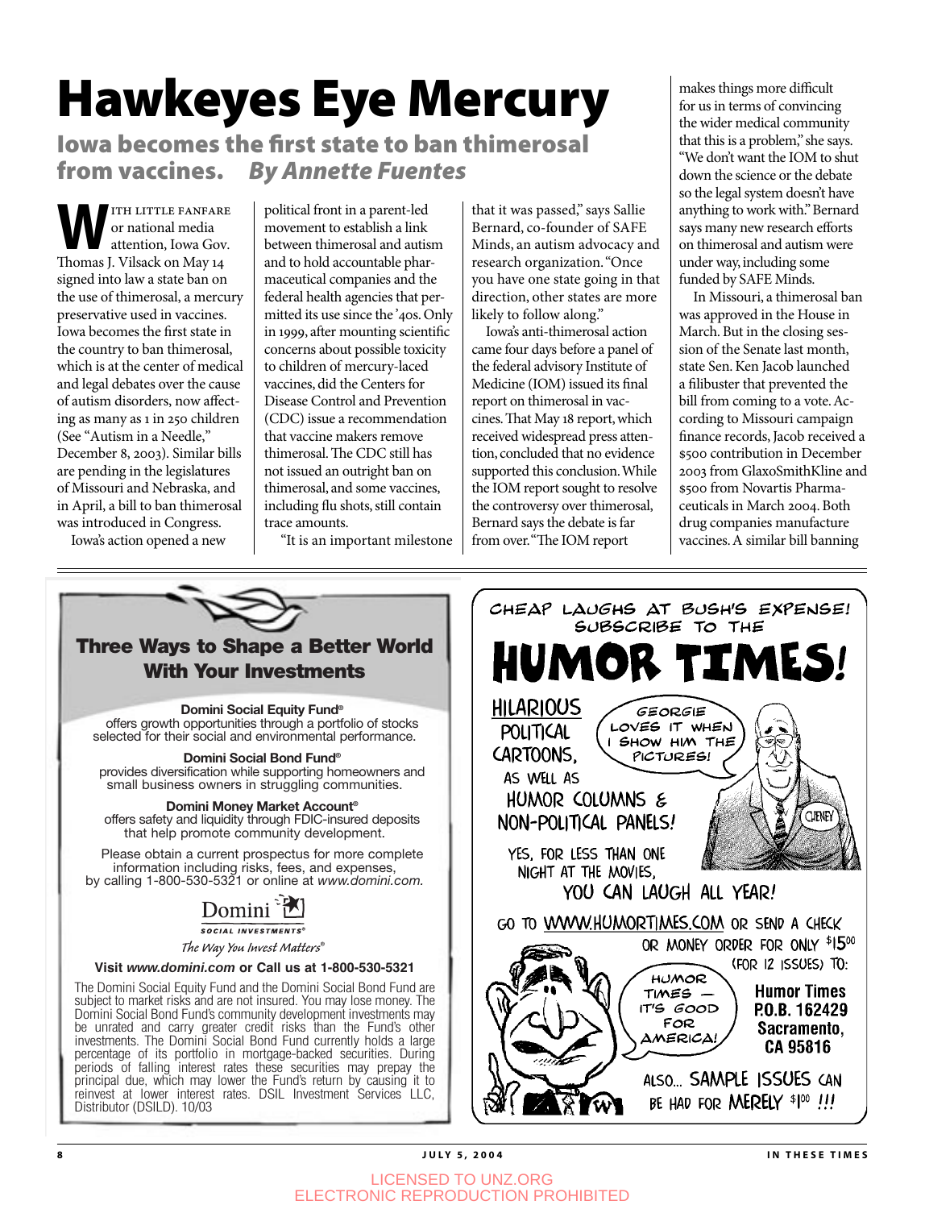# Hawkeyes Eye Mercury

## Iowa becomes the first state to ban thimerosal from vaccines. *By Annette Fuentes*

With little fanfare or national media attention, Iowa Gov. Thomas J. Vilsack on May 14 signed into law a state ban on the use of thimerosal, a mercury preservative used in vaccines. Iowa becomes the first state in the country to ban thimerosal, which is at the center of medical and legal debates over the cause of autism disorders, now affecting as many as 1 in 250 children (See "Autism in a Needle," December 8, 2003). Similar bills are pending in the legislatures of Missouri and Nebraska, and in April, a bill to ban thimerosal was introduced in Congress.

Iowa's action opened a new political front in a parent-led movement to establish a link between thimerosal and autism and to hold accountable pharmaceutical companies and the federal health agencies that permitted its use since the '40s. Only in 1999, after mounting scientific concerns about possible toxicity to children of mercury-laced vaccines, did the Centers for Disease Control and Prevention (CDC) issue a recommendation that vaccine makers remove thimerosal. The CDC still has not issued an outright ban on thimerosal, and some vaccines, including flu shots, still contain trace amounts.

"It is an important milestone that it was passed," says Sallie Bernard, co-founder of SAFE Minds, an autism advocacy and research organization. "Once you have one state going in that direction, other states are more likely to follow along."

Iowa's anti-thimerosal action came four days before a panel of the federal advisory Institute of Medicine (IOM) issued its final report on thimerosal in vaccines. That May 18 report, which received widespread press attention, concluded that no evidence supported this conclusion. While the IOM report sought to resolve the controversy over thimerosal, Bernard says the debate is far from over. "The IOM report makes things more difficult for us in terms of convincing the wider medical community that this is a problem," she says. "We don't want the IOM to shut down the science or the debate so the legal system doesn't have anything to work with." Bernard says many new research efforts on thimerosal and autism were under way, including some funded by SAFE Minds.

In Missouri, a thimerosal ban was approved in the House in March. But in the closing session of the Senate last month, state Sen. Ken Jacob launched a filibuster that prevented the bill from coming to a vote. According to Missouri campaign finance records, Jacob received a $500 contribution in December 2003 from GlaxoSmithKline and $500 from Novartis Pharmaceuticals in March 2004. Both drug companies manufacture vaccines. A similar bill banning

---

**Three Ways to Shape a Better World With Your Investments**

**Domini Social Equity Fund®**
offers growth opportunities through a portfolio of stocks selected for their social and environmental performance.

**Domini Social Bond Fund®**
provides diversification while supporting homeowners and small business owners in struggling communities.

**Domini Money Market Account®**
offers safety and liquidity through FDIC-insured deposits that help promote community development.

Please obtain a current prospectus for more complete information including risks, fees, and expenses, by calling 1-800-530-5321 or online at *www.domini.com*.

Domini SOCIAL INVESTMENTS®

*The Way You Invest Matters®*

**Visit *www.domini.com* or Call us at 1-800-530-5321**

The Domini Social Equity Fund and the Domini Social Bond Fund are subject to market risks and are not insured. You may lose money. The Domini Social Bond Fund's community development investments may be unrated and carry greater credit risks than the Fund's other investments. The Domini Social Bond Fund currently holds a large percentage of its portfolio in mortgage-backed securities. During periods of falling interest rates these securities may prepay the principal due, which may lower the Fund's return by causing it to reinvest at lower interest rates. DSIL Investment Services LLC, Distributor (DSILD). 10/03

---

CHEAP LAUGHS AT BUSH'S EXPENSE! SUBSCRIBE TO THE

**HUMOR TIMES!**

HILARIOUS POLITICAL CARTOONS, AS WELL AS HUMOR COLUMNS & NON-POLITICAL PANELS!

GEORGIE LOVES IT WHEN I SHOW HIM THE PICTURES!

YES, FOR LESS THAN ONE NIGHT AT THE MOVIES, YOU CAN LAUGH ALL YEAR!

GO TO WWW.HUMORTIMES.COM OR SEND A CHECK OR MONEY ORDER FOR ONLY $15.00 (FOR 12 ISSUES) TO:

**Humor Times**
**P.O.B. 162429**
**Sacramento, CA 95816**

HUMOR TIMES — IT'S GOOD FOR AMERICA!

ALSO... SAMPLE ISSUES CAN BE HAD FOR MERELY $1.00 !!!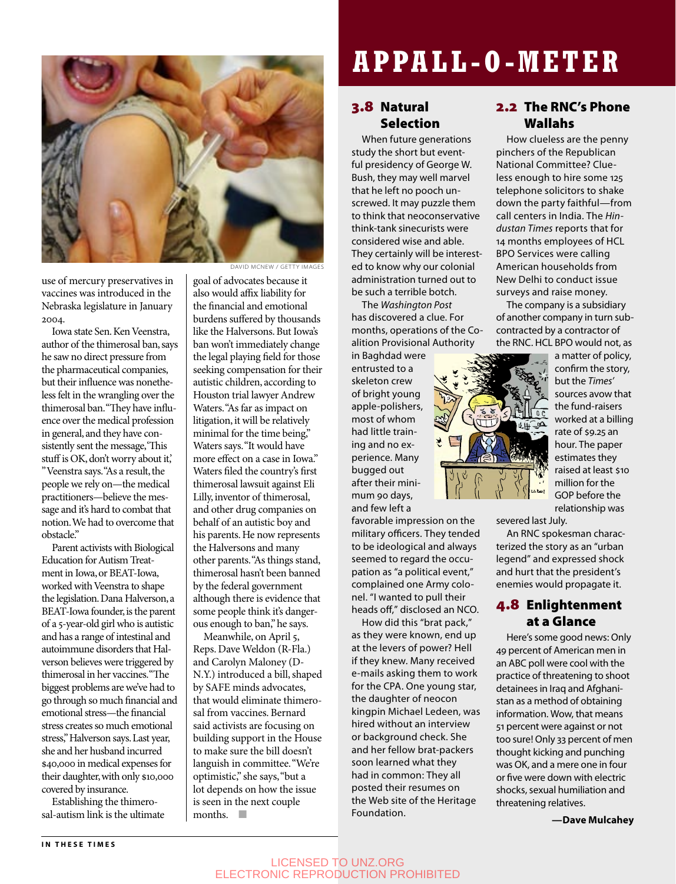DAVID MCNEW / GETTY IMAGES

use of mercury preservatives in vaccines was introduced in the Nebraska legislature in January 2004.

Iowa state Sen. Ken Veenstra, author of the thimerosal ban, says he saw no direct pressure from the pharmaceutical companies, but their influence was nonetheless felt in the wrangling over the thimerosal ban. "They have influence over the medical profession in general, and they have consistently sent the message, 'This stuff is OK, don't worry about it,' " Veenstra says. "As a result, the people we rely on—the medical practitioners—believe the message and it's hard to combat that notion. We had to overcome that obstacle."

Parent activists with Biological Education for Autism Treatment in Iowa, or BEAT-Iowa, worked with Veenstra to shape the legislation. Dana Halverson, a BEAT-Iowa founder, is the parent of a 5-year-old girl who is autistic and has a range of intestinal and autoimmune disorders that Halverson believes were triggered by thimerosal in her vaccines. "The biggest problems are we've had to go through so much financial and emotional stress—the financial stress creates so much emotional stress," Halverson says. Last year, she and her husband incurred $40,000 in medical expenses for their daughter, with only $10,000 covered by insurance.

Establishing the thimerosal-autism link is the ultimate goal of advocates because it also would affix liability for the financial and emotional burdens suffered by thousands like the Halversons. But Iowa's ban won't immediately change the legal playing field for those seeking compensation for their autistic children, according to Houston trial lawyer Andrew Waters. "As far as impact on litigation, it will be relatively minimal for the time being," Waters says. "It would have more effect on a case in Iowa." Waters filed the country's first thimerosal lawsuit against Eli Lilly, inventor of thimerosal, and other drug companies on behalf of an autistic boy and his parents. He now represents the Halversons and many other parents. "As things stand, thimerosal hasn't been banned by the federal government although there is evidence that some people think it's dangerous enough to ban," he says.

Meanwhile, on April 5, Reps. Dave Weldon (R-Fla.) and Carolyn Maloney (D-N.Y.) introduced a bill, shaped by SAFE minds advocates, that would eliminate thimerosal from vaccines. Bernard said activists are focusing on building support in the House to make sure the bill doesn't languish in committee. "We're optimistic," she says, "but a lot depends on how the issue is seen in the next couple months. ■

# APPALL-O-METER

## 3.8 Natural Selection

When future generations study the short but eventful presidency of George W. Bush, they may well marvel that he left no pooch unscrewed. It may puzzle them to think that neoconservative think-tank sinecurists were considered wise and able. They certainly will be interested to know why our colonial administration turned out to be such a terrible botch.

The *Washington Post* has discovered a clue. For months, operations of the Coalition Provisional Authority in Baghdad were entrusted to a skeleton crew of bright young apple-polishers, most of whom had little training and no experience. Many bugged out after their minimum 90 days, and few left a favorable impression on the military officers. They tended to be ideological and always seemed to regard the occupation as "a political event," complained one Army colonel. "I wanted to pull their heads off," disclosed an NCO.

How did this "brat pack," as they were known, end up at the levers of power? Hell if they knew. Many received e-mails asking them to work for the CPA. One young star, the daughter of neocon kingpin Michael Ledeen, was hired without an interview or background check. She and her fellow brat-packers soon learned what they had in common: They all posted their resumes on the Web site of the Heritage Foundation.

## 2.2 The RNC's Phone Wallahs

How clueless are the penny pinchers of the Republican National Committee? Clueless enough to hire some 125 telephone solicitors to shake down the party faithful—from call centers in India. The *Hindustan Times* reports that for 14 months employees of HCL BPO Services were calling American households from New Delhi to conduct issue surveys and raise money.

The company is a subsidiary of another company in turn subcontracted by a contractor of the RNC. HCL BPO would not, as a matter of policy, confirm the story, but the *Times'* sources avow that the fund-raisers worked at a billing rate of $9.25 an hour. The paper estimates they raised at least $10 million for the GOP before the relationship was severed last July.

An RNC spokesman characterized the story as an "urban legend" and expressed shock and hurt that the president's enemies would propagate it.

## 4.8 Enlightenment at a Glance

Here's some good news: Only 49 percent of American men in an ABC poll were cool with the practice of threatening to shoot detainees in Iraq and Afghanistan as a method of obtaining information. Wow, that means 51 percent were against or not too sure! Only 33 percent of men thought kicking and punching was OK, and a mere one in four or five were down with electric shocks, sexual humiliation and threatening relatives.

**—Dave Mulcahey**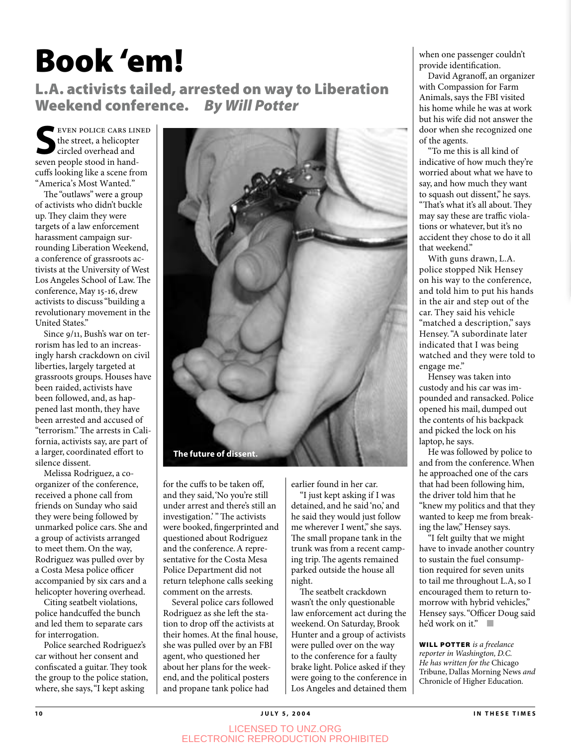# Book 'em!

## L.A. activists tailed, arrested on way to Liberation Weekend conference. *By Will Potter*

Seven police cars lined the street, a helicopter circled overhead and seven people stood in handcuffs looking like a scene from "America's Most Wanted."

The "outlaws" were a group of activists who didn't buckle up. They claim they were targets of a law enforcement harassment campaign surrounding Liberation Weekend, a conference of grassroots activists at the University of West Los Angeles School of Law. The conference, May 15-16, drew activists to discuss "building a revolutionary movement in the United States."

Since 9/11, Bush's war on terrorism has led to an increasingly harsh crackdown on civil liberties, largely targeted at grassroots groups. Houses have been raided, activists have been followed, and, as happened last month, they have been arrested and accused of "terrorism." The arrests in California, activists say, are part of a larger, coordinated effort to silence dissent.

Melissa Rodriguez, a co-organizer of the conference, received a phone call from friends on Sunday who said they were being followed by unmarked police cars. She and a group of activists arranged to meet them. On the way, Rodriguez was pulled over by a Costa Mesa police officer accompanied by six cars and a helicopter hovering overhead.

Citing seatbelt violations, police handcuffed the bunch and led them to separate cars for interrogation.

Police searched Rodriguez's car without her consent and confiscated a guitar. They took the group to the police station, where, she says, "I kept asking for the cuffs to be taken off, and they said, 'No you're still under arrest and there's still an investigation.' " The activists were booked, fingerprinted and questioned about Rodriguez and the conference. A representative for the Costa Mesa Police Department did not return telephone calls seeking comment on the arrests.

The future of dissent.

Several police cars followed Rodriguez as she left the station to drop off the activists at their homes. At the final house, she was pulled over by an FBI agent, who questioned her about her plans for the weekend, and the political posters and propane tank police had earlier found in her car.

"I just kept asking if I was detained, and he said 'no,' and he said they would just follow me wherever I went," she says. The small propane tank in the trunk was from a recent camping trip. The agents remained parked outside the house all night.

The seatbelt crackdown wasn't the only questionable law enforcement act during the weekend. On Saturday, Brook Hunter and a group of activists were pulled over on the way to the conference for a faulty brake light. Police asked if they were going to the conference in Los Angeles and detained them when one passenger couldn't provide identification.

David Agranoff, an organizer with Compassion for Farm Animals, says the FBI visited his home while he was at work but his wife did not answer the door when she recognized one of the agents.

"To me this is all kind of indicative of how much they're worried about what we have to say, and how much they want to squash out dissent," he says. "That's what it's all about. They may say these are traffic violations or whatever, but it's no accident they chose to do it all that weekend."

With guns drawn, L.A. police stopped Nik Hensey on his way to the conference, and told him to put his hands in the air and step out of the car. They said his vehicle "matched a description," says Hensey. "A subordinate later indicated that I was being watched and they were told to engage me."

Hensey was taken into custody and his car was impounded and ransacked. Police opened his mail, dumped out the contents of his backpack and picked the lock on his laptop, he says.

He was followed by police to and from the conference. When he approached one of the cars that had been following him, the driver told him that he "knew my politics and that they wanted to keep me from breaking the law," Hensey says.

"I felt guilty that we might have to invade another country to sustain the fuel consumption required for seven units to tail me throughout L.A, so I encouraged them to return tomorrow with hybrid vehicles," Hensey says. "Officer Doug said he'd work on it."

**WILL POTTER** *is a freelance reporter in Washington, D.C. He has written for the* Chicago Tribune, Dallas Morning News *and* Chronicle of Higher Education.